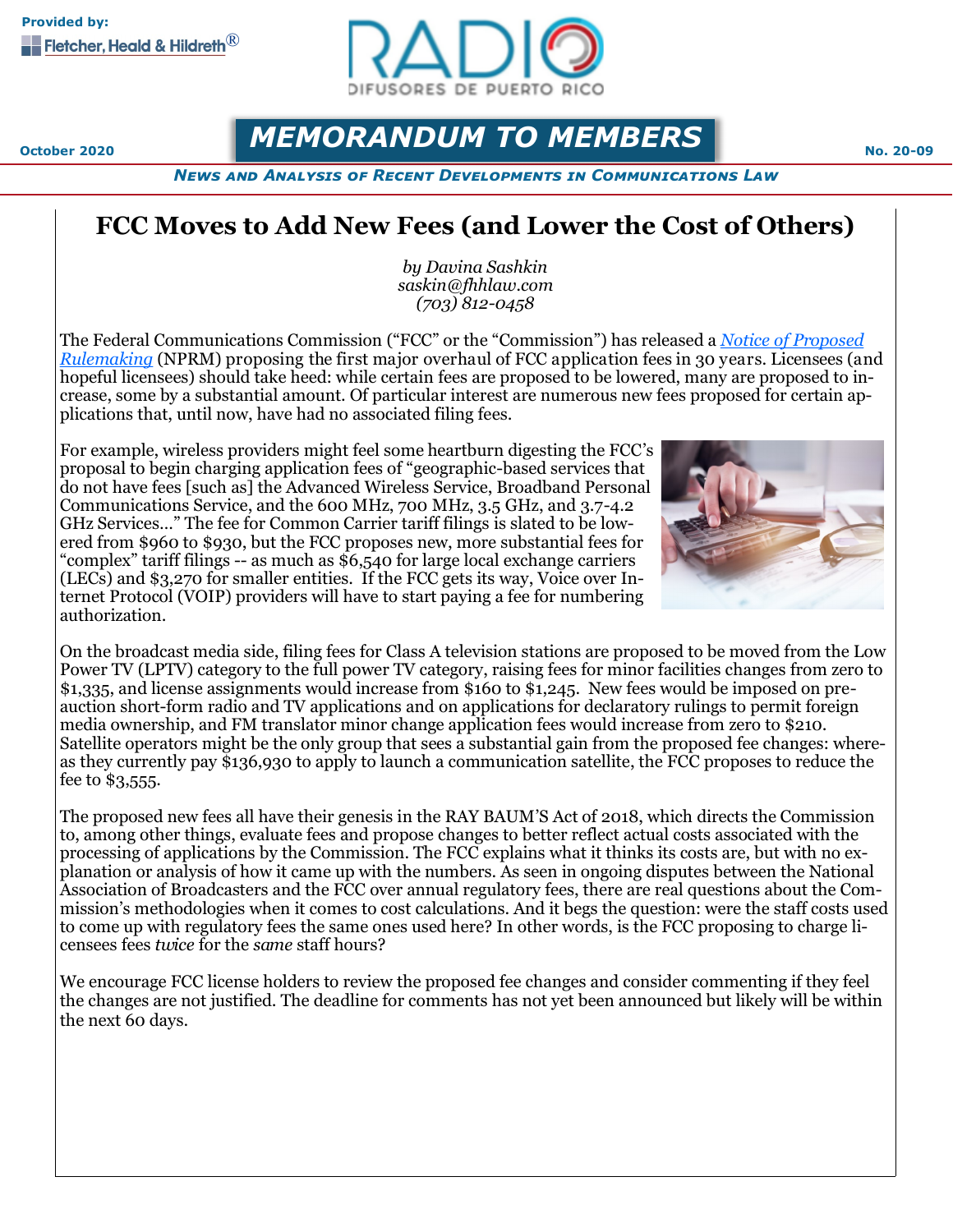Provided by: Fletcher, Heald & Hildreth®

RADIO DIFUSORES DE PUERTO RICO

October 2020

# MEMORANDUM TO MEMBERS

No. 20-09

*News and Analysis of Recent Developments in Communications Law*

## FCC Moves to Add New Fees (and Lower the Cost of Others)

*by Davina Sashkin*
*saskin@fhhlaw.com*
*(703) 812-0458*

The Federal Communications Commission ("FCC" or the "Commission") has released a *Notice of Proposed Rulemaking* (NPRM) proposing the first major overhaul of FCC application fees in 30 years. Licensees (and hopeful licensees) should take heed: while certain fees are proposed to be lowered, many are proposed to increase, some by a substantial amount. Of particular interest are numerous new fees proposed for certain applications that, until now, have had no associated filing fees.

For example, wireless providers might feel some heartburn digesting the FCC's proposal to begin charging application fees of "geographic-based services that do not have fees [such as] the Advanced Wireless Service, Broadband Personal Communications Service, and the 600 MHz, 700 MHz, 3.5 GHz, and 3.7-4.2 GHz Services..." The fee for Common Carrier tariff filings is slated to be lowered from $960 to $930, but the FCC proposes new, more substantial fees for "complex" tariff filings -- as much as $6,540 for large local exchange carriers (LECs) and $3,270 for smaller entities. If the FCC gets its way, Voice over Internet Protocol (VOIP) providers will have to start paying a fee for numbering authorization.

On the broadcast media side, filing fees for Class A television stations are proposed to be moved from the Low Power TV (LPTV) category to the full power TV category, raising fees for minor facilities changes from zero to $1,335, and license assignments would increase from $160 to $1,245. New fees would be imposed on pre-auction short-form radio and TV applications and on applications for declaratory rulings to permit foreign media ownership, and FM translator minor change application fees would increase from zero to $210. Satellite operators might be the only group that sees a substantial gain from the proposed fee changes: whereas they currently pay $136,930 to apply to launch a communication satellite, the FCC proposes to reduce the fee to $3,555.

The proposed new fees all have their genesis in the RAY BAUM'S Act of 2018, which directs the Commission to, among other things, evaluate fees and propose changes to better reflect actual costs associated with the processing of applications by the Commission. The FCC explains what it thinks its costs are, but with no explanation or analysis of how it came up with the numbers. As seen in ongoing disputes between the National Association of Broadcasters and the FCC over annual regulatory fees, there are real questions about the Commission's methodologies when it comes to cost calculations. And it begs the question: were the staff costs used to come up with regulatory fees the same ones used here? In other words, is the FCC proposing to charge licensees fees *twice* for the *same* staff hours?

We encourage FCC license holders to review the proposed fee changes and consider commenting if they feel the changes are not justified. The deadline for comments has not yet been announced but likely will be within the next 60 days.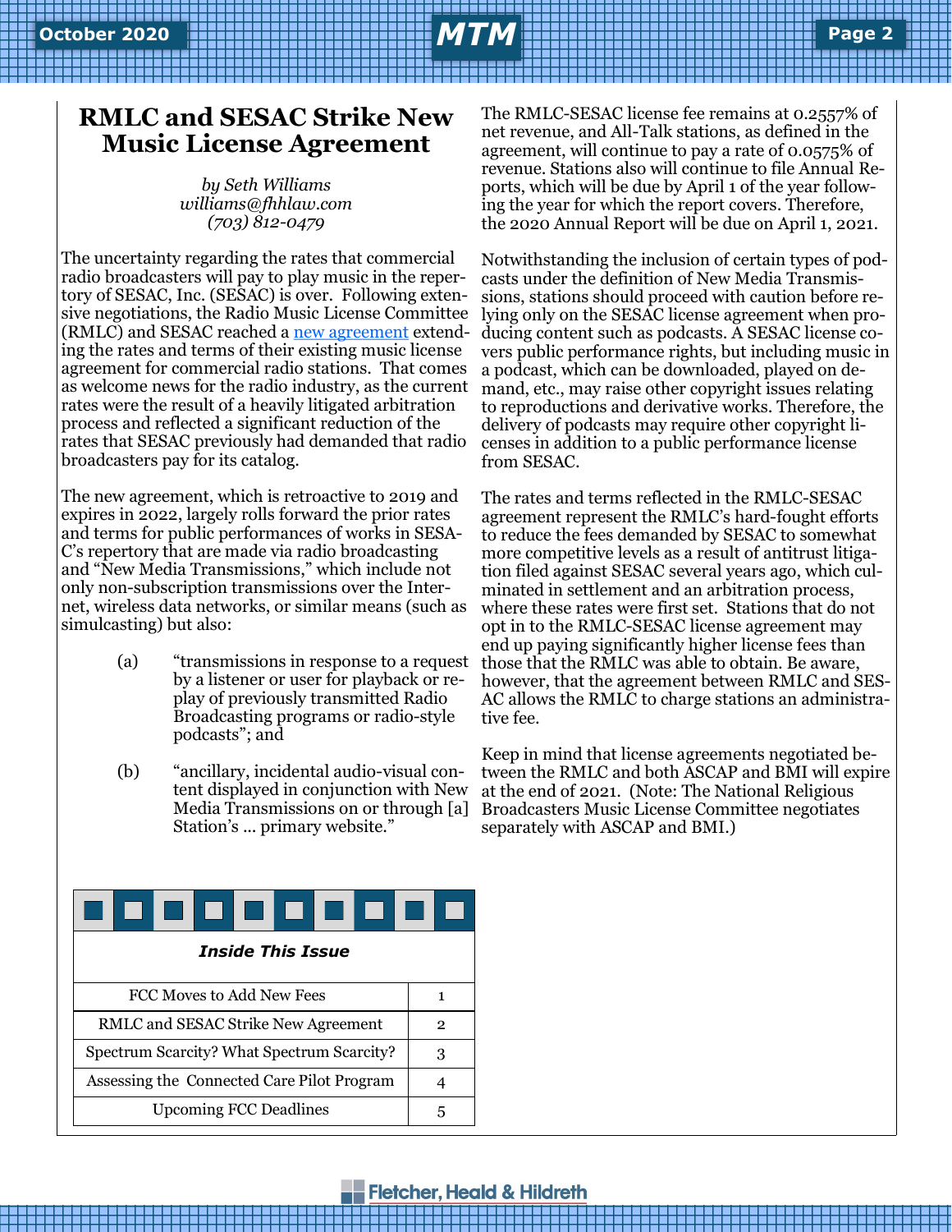# RMLC and SESAC Strike New Music License Agreement

*by Seth Williams*
*williams@fhhlaw.com*
*(703) 812-0479*

The uncertainty regarding the rates that commercial radio broadcasters will pay to play music in the repertory of SESAC, Inc. (SESAC) is over. Following extensive negotiations, the Radio Music License Committee (RMLC) and SESAC reached a new agreement extending the rates and terms of their existing music license agreement for commercial radio stations. That comes as welcome news for the radio industry, as the current rates were the result of a heavily litigated arbitration process and reflected a significant reduction of the rates that SESAC previously had demanded that radio broadcasters pay for its catalog.

The new agreement, which is retroactive to 2019 and expires in 2022, largely rolls forward the prior rates and terms for public performances of works in SESAC's repertory that are made via radio broadcasting and "New Media Transmissions," which include not only non-subscription transmissions over the Internet, wireless data networks, or similar means (such as simulcasting) but also:

(a) "transmissions in response to a request by a listener or user for playback or replay of previously transmitted Radio Broadcasting programs or radio-style podcasts"; and

(b) "ancillary, incidental audio-visual content displayed in conjunction with New Media Transmissions on or through [a] Station's ... primary website."

The RMLC-SESAC license fee remains at 0.2557% of net revenue, and All-Talk stations, as defined in the agreement, will continue to pay a rate of 0.0575% of revenue. Stations also will continue to file Annual Reports, which will be due by April 1 of the year following the year for which the report covers. Therefore, the 2020 Annual Report will be due on April 1, 2021.

Notwithstanding the inclusion of certain types of podcasts under the definition of New Media Transmissions, stations should proceed with caution before relying only on the SESAC license agreement when producing content such as podcasts. A SESAC license covers public performance rights, but including music in a podcast, which can be downloaded, played on demand, etc., may raise other copyright issues relating to reproductions and derivative works. Therefore, the delivery of podcasts may require other copyright licenses in addition to a public performance license from SESAC.

The rates and terms reflected in the RMLC-SESAC agreement represent the RMLC's hard-fought efforts to reduce the fees demanded by SESAC to somewhat more competitive levels as a result of antitrust litigation filed against SESAC several years ago, which culminated in settlement and an arbitration process, where these rates were first set. Stations that do not opt in to the RMLC-SESAC license agreement may end up paying significantly higher license fees than those that the RMLC was able to obtain. Be aware, however, that the agreement between RMLC and SESAC allows the RMLC to charge stations an administrative fee.

Keep in mind that license agreements negotiated between the RMLC and both ASCAP and BMI will expire at the end of 2021. (Note: The National Religious Broadcasters Music License Committee negotiates separately with ASCAP and BMI.)

| ***Inside This Issue*** | |
|---|---|
| FCC Moves to Add New Fees | 1 |
| RMLC and SESAC Strike New Agreement | 2 |
| Spectrum Scarcity? What Spectrum Scarcity? | 3 |
| Assessing the Connected Care Pilot Program | 4 |
| Upcoming FCC Deadlines | 5 |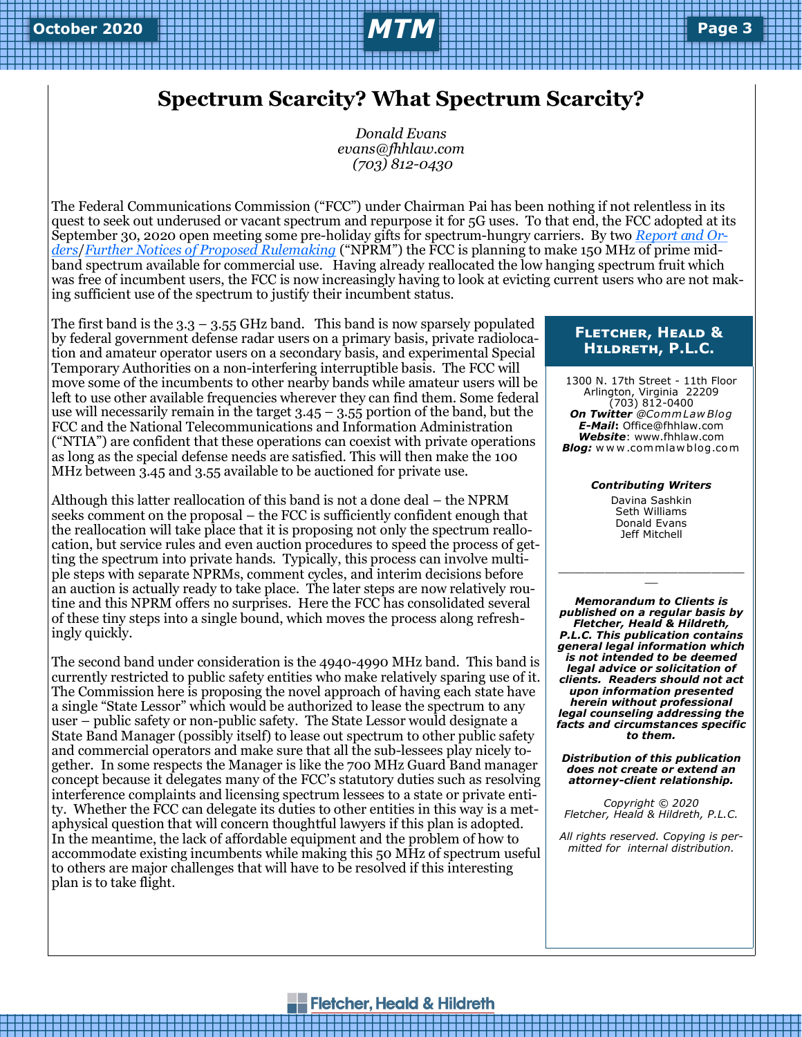# Spectrum Scarcity? What Spectrum Scarcity?

*Donald Evans*
*evans@fhhlaw.com*
*(703) 812-0430*

The Federal Communications Commission ("FCC") under Chairman Pai has been nothing if not relentless in its quest to seek out underused or vacant spectrum and repurpose it for 5G uses. To that end, the FCC adopted at its September 30, 2020 open meeting some pre-holiday gifts for spectrum-hungry carriers. By two *Report and Orders*/*Further Notices of Proposed Rulemaking* ("NPRM") the FCC is planning to make 150 MHz of prime mid-band spectrum available for commercial use. Having already reallocated the low hanging spectrum fruit which was free of incumbent users, the FCC is now increasingly having to look at evicting current users who are not making sufficient use of the spectrum to justify their incumbent status.

The first band is the 3.3 – 3.55 GHz band. This band is now sparsely populated by federal government defense radar users on a primary basis, private radiolocation and amateur operator users on a secondary basis, and experimental Special Temporary Authorities on a non-interfering interruptible basis. The FCC will move some of the incumbents to other nearby bands while amateur users will be left to use other available frequencies wherever they can find them. Some federal use will necessarily remain in the target 3.45 – 3.55 portion of the band, but the FCC and the National Telecommunications and Information Administration ("NTIA") are confident that these operations can coexist with private operations as long as the special defense needs are satisfied. This will then make the 100 MHz between 3.45 and 3.55 available to be auctioned for private use.

Although this latter reallocation of this band is not a done deal – the NPRM seeks comment on the proposal – the FCC is sufficiently confident enough that the reallocation will take place that it is proposing not only the spectrum reallocation, but service rules and even auction procedures to speed the process of getting the spectrum into private hands. Typically, this process can involve multiple steps with separate NPRMs, comment cycles, and interim decisions before an auction is actually ready to take place. The later steps are now relatively routine and this NPRM offers no surprises. Here the FCC has consolidated several of these tiny steps into a single bound, which moves the process along refreshingly quickly.

The second band under consideration is the 4940-4990 MHz band. This band is currently restricted to public safety entities who make relatively sparing use of it. The Commission here is proposing the novel approach of having each state have a single "State Lessor" which would be authorized to lease the spectrum to any user – public safety or non-public safety. The State Lessor would designate a State Band Manager (possibly itself) to lease out spectrum to other public safety and commercial operators and make sure that all the sub-lessees play nicely together. In some respects the Manager is like the 700 MHz Guard Band manager concept because it delegates many of the FCC's statutory duties such as resolving interference complaints and licensing spectrum lessees to a state or private entity. Whether the FCC can delegate its duties to other entities in this way is a metaphysical question that will concern thoughtful lawyers if this plan is adopted. In the meantime, the lack of affordable equipment and the problem of how to accommodate existing incumbents while making this 50 MHz of spectrum useful to others are major challenges that will have to be resolved if this interesting plan is to take flight.

---

**Fletcher, Heald & Hildreth, P.L.C.**

1300 N. 17th Street - 11th Floor
Arlington, Virginia 22209
(703) 812-0400
***On Twitter*** *@CommLawBlog*
***E-Mail*:** Office@fhhlaw.com
***Website***: www.fhhlaw.com
***Blog:*** www.commlawblog.com

***Contributing Writers***

Davina Sashkin
Seth Williams
Donald Evans
Jeff Mitchell

***Memorandum to Clients is published on a regular basis by Fletcher, Heald & Hildreth, P.L.C. This publication contains general legal information which is not intended to be deemed legal advice or solicitation of clients. Readers should not act upon information presented herein without professional legal counseling addressing the facts and circumstances specific to them.***

***Distribution of this publication does not create or extend an attorney-client relationship.***

*Copyright © 2020 Fletcher, Heald & Hildreth, P.L.C.*

*All rights reserved. Copying is permitted for internal distribution.*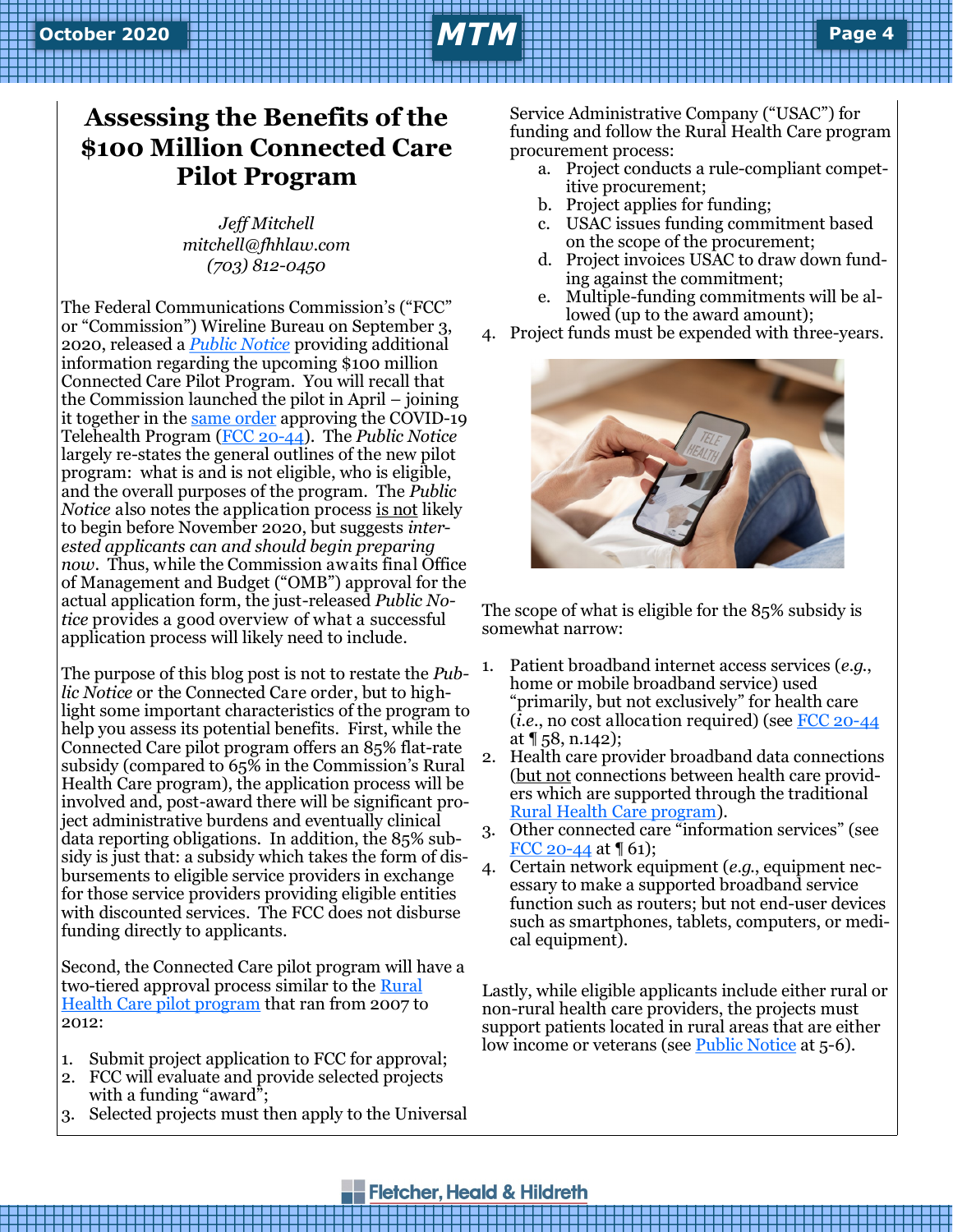# Assessing the Benefits of the $100 Million Connected Care Pilot Program

*Jeff Mitchell*
*mitchell@fhhlaw.com*
*(703) 812-0450*

The Federal Communications Commission's ("FCC" or "Commission") Wireline Bureau on September 3, 2020, released a *Public Notice* providing additional information regarding the upcoming $100 million Connected Care Pilot Program. You will recall that the Commission launched the pilot in April – joining it together in the same order approving the COVID-19 Telehealth Program (FCC 20-44). The *Public Notice* largely re-states the general outlines of the new pilot program: what is and is not eligible, who is eligible, and the overall purposes of the program. The *Public Notice* also notes the application process is not likely to begin before November 2020, but suggests *interested applicants can and should begin preparing now*. Thus, while the Commission awaits final Office of Management and Budget ("OMB") approval for the actual application form, the just-released *Public Notice* provides a good overview of what a successful application process will likely need to include.

The purpose of this blog post is not to restate the *Public Notice* or the Connected Care order, but to highlight some important characteristics of the program to help you assess its potential benefits. First, while the Connected Care pilot program offers an 85% flat-rate subsidy (compared to 65% in the Commission's Rural Health Care program), the application process will be involved and, post-award there will be significant project administrative burdens and eventually clinical data reporting obligations. In addition, the 85% subsidy is just that: a subsidy which takes the form of disbursements to eligible service providers in exchange for those service providers providing eligible entities with discounted services. The FCC does not disburse funding directly to applicants.

Second, the Connected Care pilot program will have a two-tiered approval process similar to the Rural Health Care pilot program that ran from 2007 to 2012:

1. Submit project application to FCC for approval;
2. FCC will evaluate and provide selected projects with a funding "award";
3. Selected projects must then apply to the Universal Service Administrative Company ("USAC") for funding and follow the Rural Health Care program procurement process:
   a. Project conducts a rule-compliant competitive procurement;
   b. Project applies for funding;
   c. USAC issues funding commitment based on the scope of the procurement;
   d. Project invoices USAC to draw down funding against the commitment;
   e. Multiple-funding commitments will be allowed (up to the award amount);
4. Project funds must be expended with three-years.

The scope of what is eligible for the 85% subsidy is somewhat narrow:

1. Patient broadband internet access services (*e.g.*, home or mobile broadband service) used "primarily, but not exclusively" for health care (*i.e.*, no cost allocation required) (see FCC 20-44 at ¶ 58, n.142);
2. Health care provider broadband data connections (but not connections between health care providers which are supported through the traditional Rural Health Care program).
3. Other connected care "information services" (see FCC 20-44 at ¶ 61);
4. Certain network equipment (*e.g.*, equipment necessary to make a supported broadband service function such as routers; but not end-user devices such as smartphones, tablets, computers, or medical equipment).

Lastly, while eligible applicants include either rural or non-rural health care providers, the projects must support patients located in rural areas that are either low income or veterans (see Public Notice at 5-6).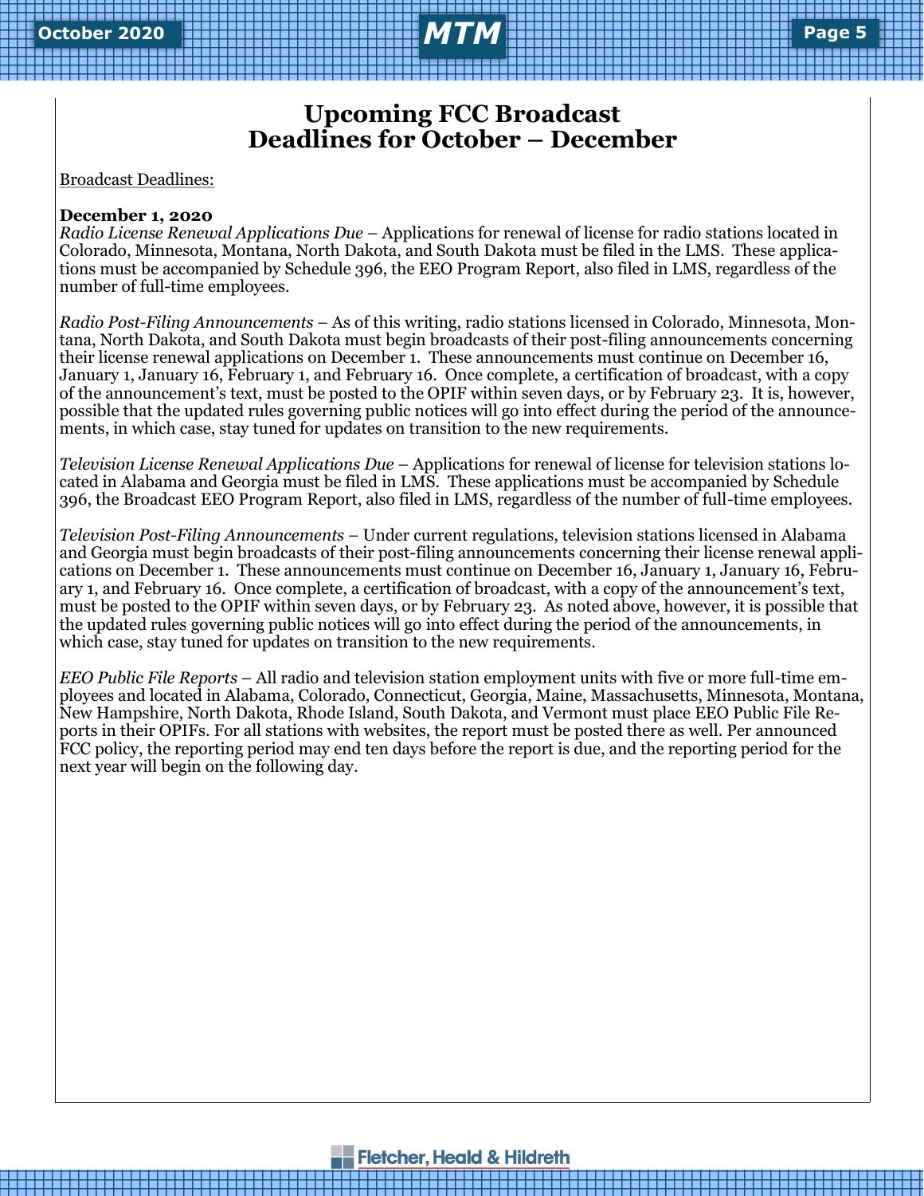# Upcoming FCC Broadcast Deadlines for October – December

Broadcast Deadlines:

**December 1, 2020**

*Radio License Renewal Applications Due* – Applications for renewal of license for radio stations located in Colorado, Minnesota, Montana, North Dakota, and South Dakota must be filed in the LMS. These applications must be accompanied by Schedule 396, the EEO Program Report, also filed in LMS, regardless of the number of full-time employees.

*Radio Post-Filing Announcements* – As of this writing, radio stations licensed in Colorado, Minnesota, Montana, North Dakota, and South Dakota must begin broadcasts of their post-filing announcements concerning their license renewal applications on December 1. These announcements must continue on December 16, January 1, January 16, February 1, and February 16. Once complete, a certification of broadcast, with a copy of the announcement's text, must be posted to the OPIF within seven days, or by February 23. It is, however, possible that the updated rules governing public notices will go into effect during the period of the announcements, in which case, stay tuned for updates on transition to the new requirements.

*Television License Renewal Applications Due* – Applications for renewal of license for television stations located in Alabama and Georgia must be filed in LMS. These applications must be accompanied by Schedule 396, the Broadcast EEO Program Report, also filed in LMS, regardless of the number of full-time employees.

*Television Post-Filing Announcements* – Under current regulations, television stations licensed in Alabama and Georgia must begin broadcasts of their post-filing announcements concerning their license renewal applications on December 1. These announcements must continue on December 16, January 1, January 16, February 1, and February 16. Once complete, a certification of broadcast, with a copy of the announcement's text, must be posted to the OPIF within seven days, or by February 23. As noted above, however, it is possible that the updated rules governing public notices will go into effect during the period of the announcements, in which case, stay tuned for updates on transition to the new requirements.

*EEO Public File Reports* – All radio and television station employment units with five or more full-time employees and located in Alabama, Colorado, Connecticut, Georgia, Maine, Massachusetts, Minnesota, Montana, New Hampshire, North Dakota, Rhode Island, South Dakota, and Vermont must place EEO Public File Reports in their OPIFs. For all stations with websites, the report must be posted there as well. Per announced FCC policy, the reporting period may end ten days before the report is due, and the reporting period for the next year will begin on the following day.